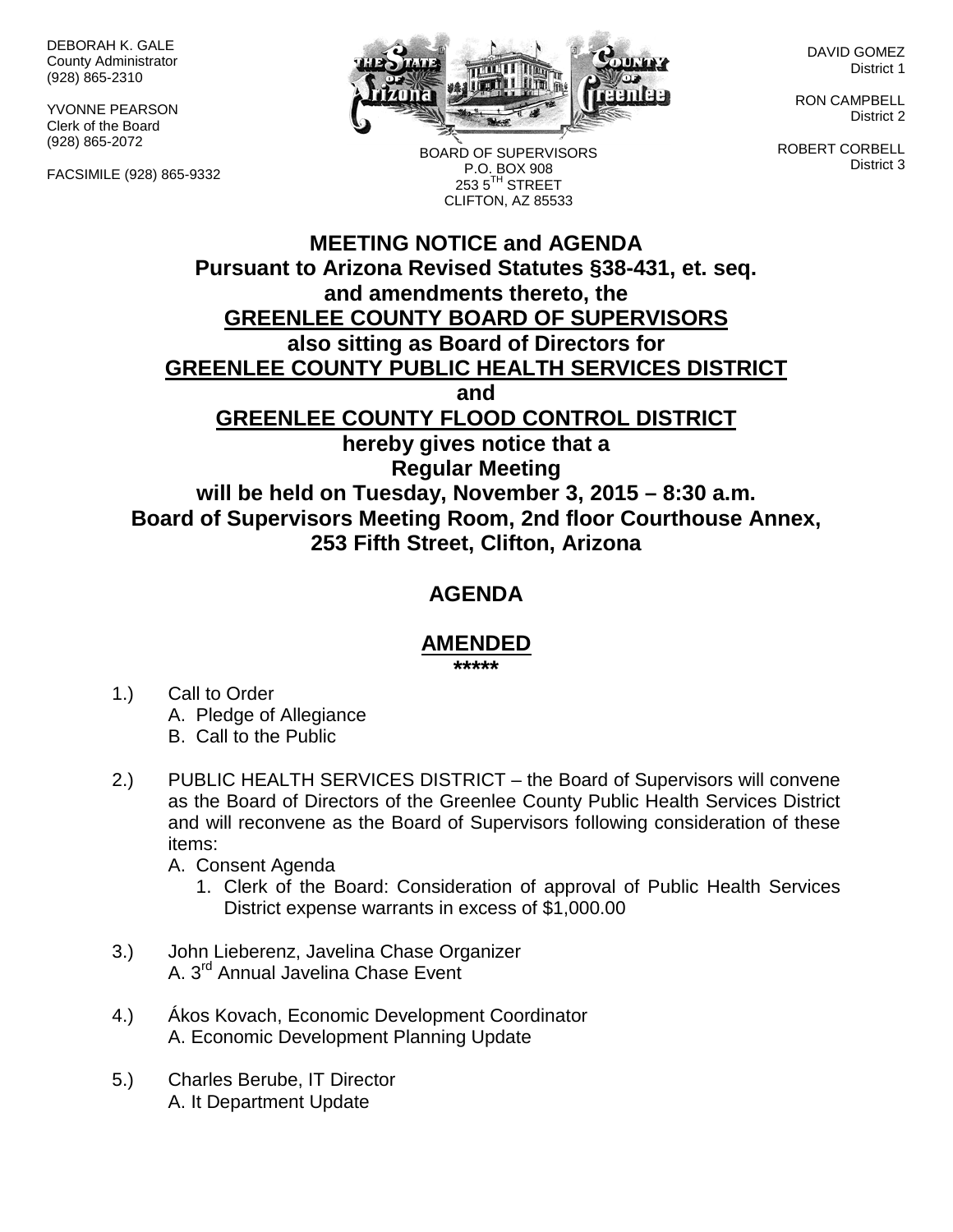DEBORAH K. GALE
County Administrator
(928) 865-2310

YVONNE PEARSON
Clerk of the Board
(928) 865-2072

FACSIMILE (928) 865-9332

BOARD OF SUPERVISORS
P.O. BOX 908
253 5TH STREET
CLIFTON, AZ 85533

DAVID GOMEZ
District 1

RON CAMPBELL
District 2

ROBERT CORBELL
District 3

# MEETING NOTICE and AGENDA

**Pursuant to Arizona Revised Statutes §38-431, et. seq.
and amendments thereto, the
GREENLEE COUNTY BOARD OF SUPERVISORS
also sitting as Board of Directors for
GREENLEE COUNTY PUBLIC HEALTH SERVICES DISTRICT
and
GREENLEE COUNTY FLOOD CONTROL DISTRICT
hereby gives notice that a
Regular Meeting
will be held on Tuesday, November 3, 2015 – 8:30 a.m.
Board of Supervisors Meeting Room, 2nd floor Courthouse Annex,
253 Fifth Street, Clifton, Arizona**

## AGENDA

## AMENDED

*****

1.) Call to Order
   A. Pledge of Allegiance
   B. Call to the Public

2.) PUBLIC HEALTH SERVICES DISTRICT – the Board of Supervisors will convene as the Board of Directors of the Greenlee County Public Health Services District and will reconvene as the Board of Supervisors following consideration of these items:
   A. Consent Agenda
      1. Clerk of the Board: Consideration of approval of Public Health Services District expense warrants in excess of $1,000.00

3.) John Lieberenz, Javelina Chase Organizer
   A. 3rd Annual Javelina Chase Event

4.) Ákos Kovach, Economic Development Coordinator
   A. Economic Development Planning Update

5.) Charles Berube, IT Director
   A. It Department Update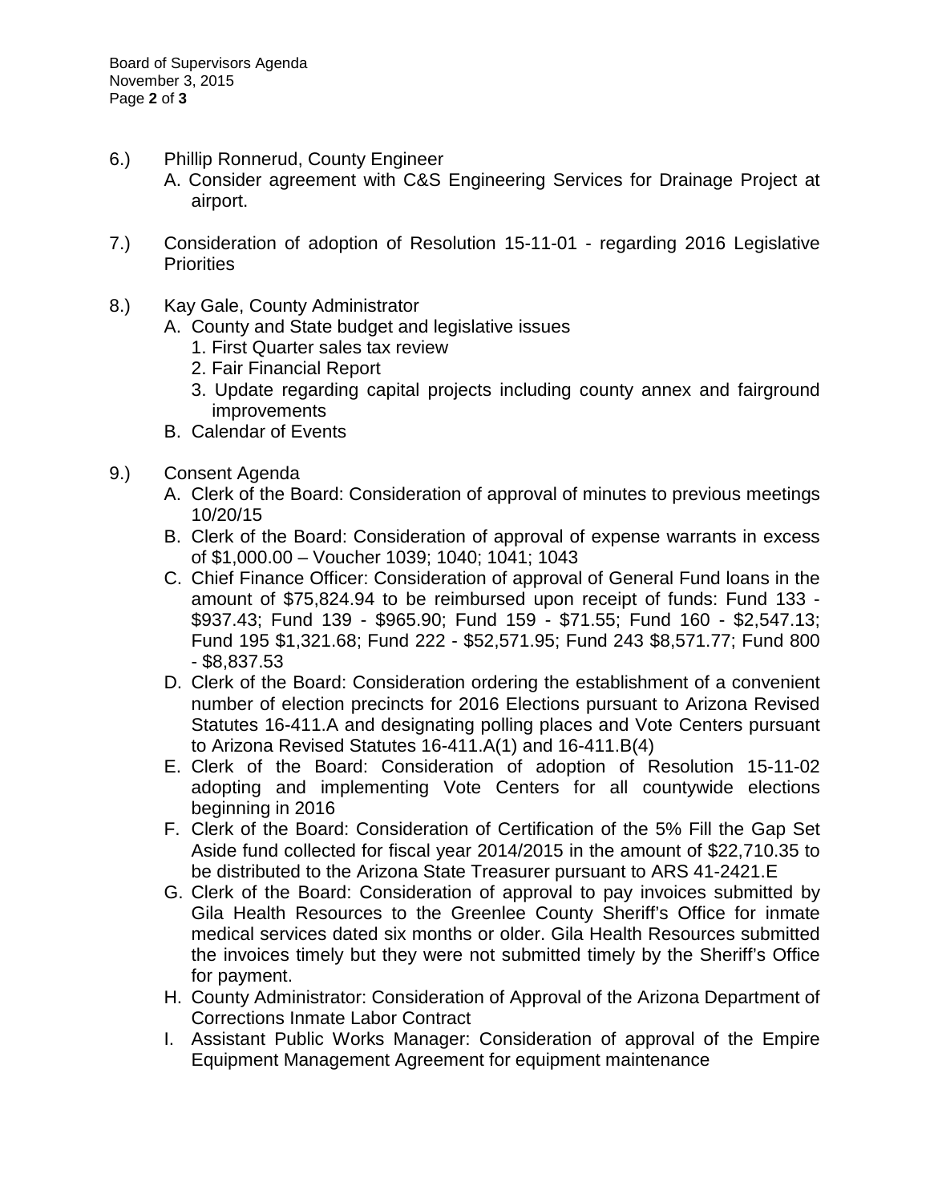6.) Phillip Ronnerud, County Engineer

A. Consider agreement with C&S Engineering Services for Drainage Project at airport.

7.) Consideration of adoption of Resolution 15-11-01 - regarding 2016 Legislative Priorities

8.) Kay Gale, County Administrator

A. County and State budget and legislative issues
   1. First Quarter sales tax review
   2. Fair Financial Report
   3. Update regarding capital projects including county annex and fairground improvements

B. Calendar of Events

9.) Consent Agenda

A. Clerk of the Board: Consideration of approval of minutes to previous meetings 10/20/15

B. Clerk of the Board: Consideration of approval of expense warrants in excess of $1,000.00 – Voucher 1039; 1040; 1041; 1043

C. Chief Finance Officer: Consideration of approval of General Fund loans in the amount of $75,824.94 to be reimbursed upon receipt of funds: Fund 133 - $937.43; Fund 139 - $965.90; Fund 159 - $71.55; Fund 160 - $2,547.13; Fund 195 $1,321.68; Fund 222 - $52,571.95; Fund 243 $8,571.77; Fund 800 - $8,837.53

D. Clerk of the Board: Consideration ordering the establishment of a convenient number of election precincts for 2016 Elections pursuant to Arizona Revised Statutes 16-411.A and designating polling places and Vote Centers pursuant to Arizona Revised Statutes 16-411.A(1) and 16-411.B(4)

E. Clerk of the Board: Consideration of adoption of Resolution 15-11-02 adopting and implementing Vote Centers for all countywide elections beginning in 2016

F. Clerk of the Board: Consideration of Certification of the 5% Fill the Gap Set Aside fund collected for fiscal year 2014/2015 in the amount of $22,710.35 to be distributed to the Arizona State Treasurer pursuant to ARS 41-2421.E

G. Clerk of the Board: Consideration of approval to pay invoices submitted by Gila Health Resources to the Greenlee County Sheriff's Office for inmate medical services dated six months or older. Gila Health Resources submitted the invoices timely but they were not submitted timely by the Sheriff's Office for payment.

H. County Administrator: Consideration of Approval of the Arizona Department of Corrections Inmate Labor Contract

I. Assistant Public Works Manager: Consideration of approval of the Empire Equipment Management Agreement for equipment maintenance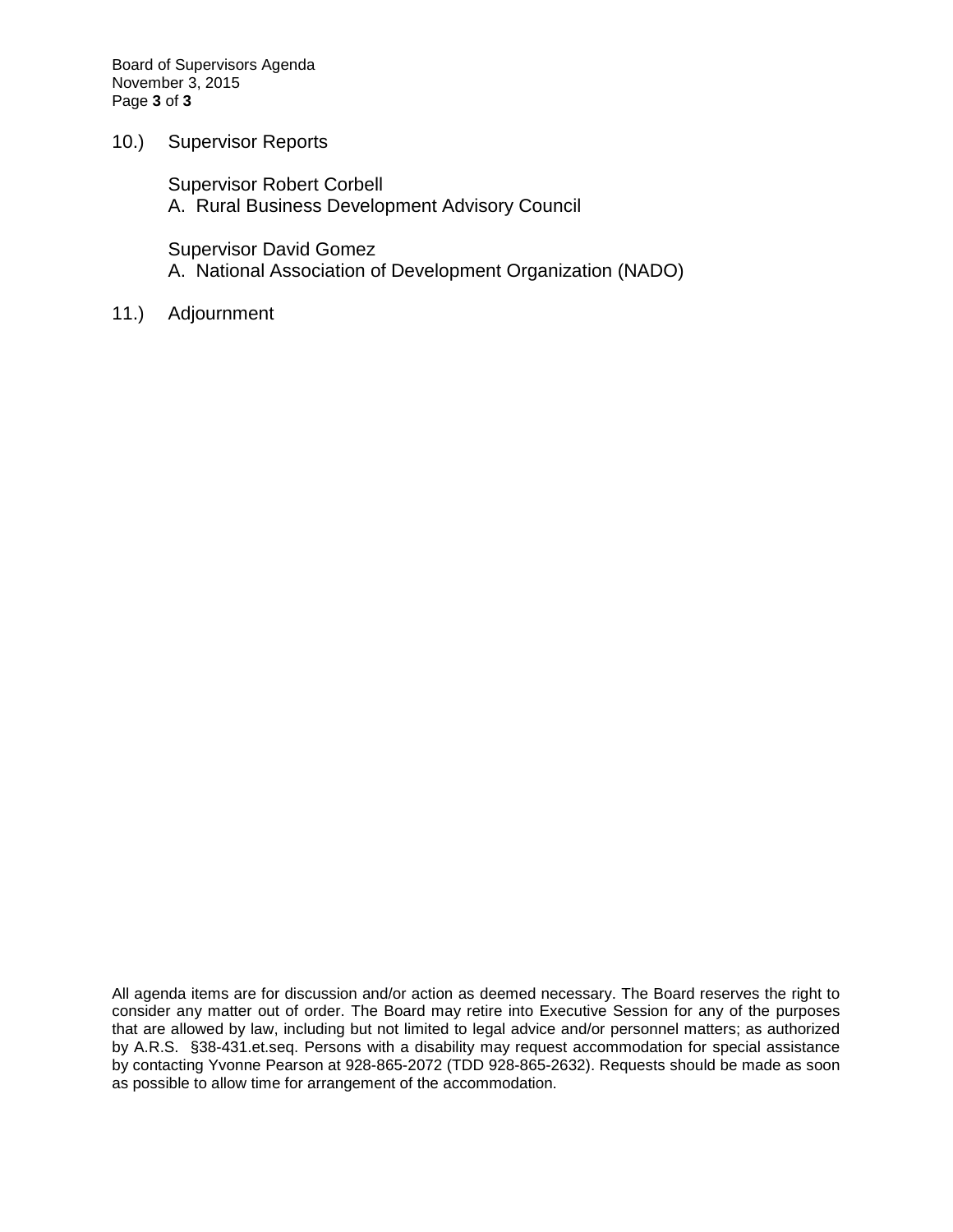10.) Supervisor Reports

Supervisor Robert Corbell
A. Rural Business Development Advisory Council

Supervisor David Gomez
A. National Association of Development Organization (NADO)

11.) Adjournment

All agenda items are for discussion and/or action as deemed necessary. The Board reserves the right to consider any matter out of order. The Board may retire into Executive Session for any of the purposes that are allowed by law, including but not limited to legal advice and/or personnel matters; as authorized by A.R.S. §38-431.et.seq. Persons with a disability may request accommodation for special assistance by contacting Yvonne Pearson at 928-865-2072 (TDD 928-865-2632). Requests should be made as soon as possible to allow time for arrangement of the accommodation.